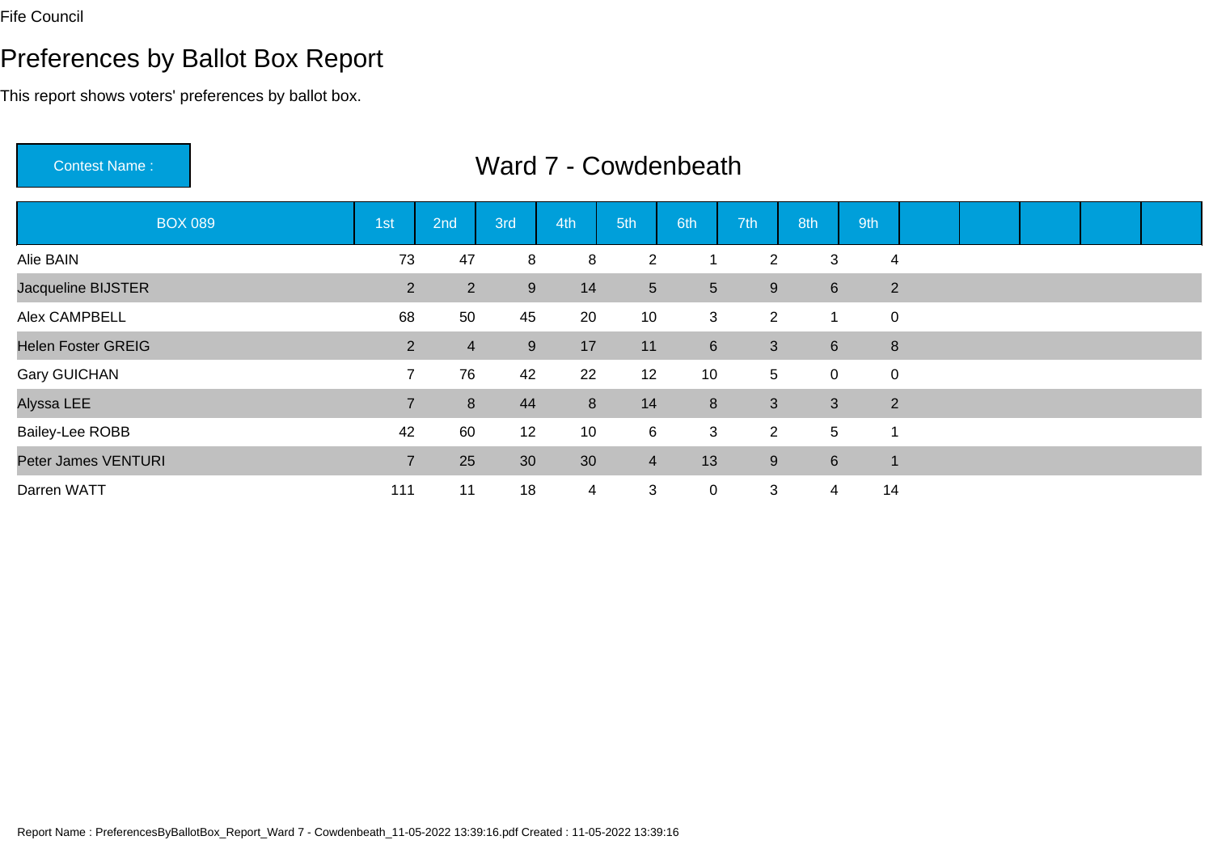Fife Council

# Preferences by Ballot Box Report

This report shows voters' preferences by ballot box.

**Contest Name :** Ward 7 - Cowdenbeath

| BOX 089 | 1st | 2nd | 3rd | 4th | 5th | 6th | 7th | 8th | 9th | | | | | |
|---|---|---|---|---|---|---|---|---|---|---|---|---|---|---|
| Alie BAIN | 73 | 47 | 8 | 8 | 2 | 1 | 2 | 3 | 4 | | | | | |
| Jacqueline BIJSTER | 2 | 2 | 9 | 14 | 5 | 5 | 9 | 6 | 2 | | | | | |
| Alex CAMPBELL | 68 | 50 | 45 | 20 | 10 | 3 | 2 | 1 | 0 | | | | | |
| Helen Foster GREIG | 2 | 4 | 9 | 17 | 11 | 6 | 3 | 6 | 8 | | | | | |
| Gary GUICHAN | 7 | 76 | 42 | 22 | 12 | 10 | 5 | 0 | 0 | | | | | |
| Alyssa LEE | 7 | 8 | 44 | 8 | 14 | 8 | 3 | 3 | 2 | | | | | |
| Bailey-Lee ROBB | 42 | 60 | 12 | 10 | 6 | 3 | 2 | 5 | 1 | | | | | |
| Peter James VENTURI | 7 | 25 | 30 | 30 | 4 | 13 | 9 | 6 | 1 | | | | | |
| Darren WATT | 111 | 11 | 18 | 4 | 3 | 0 | 3 | 4 | 14 | | | | | |

Report Name : PreferencesByBallotBox_Report_Ward 7 - Cowdenbeath_11-05-2022 13:39:16.pdf Created : 11-05-2022 13:39:16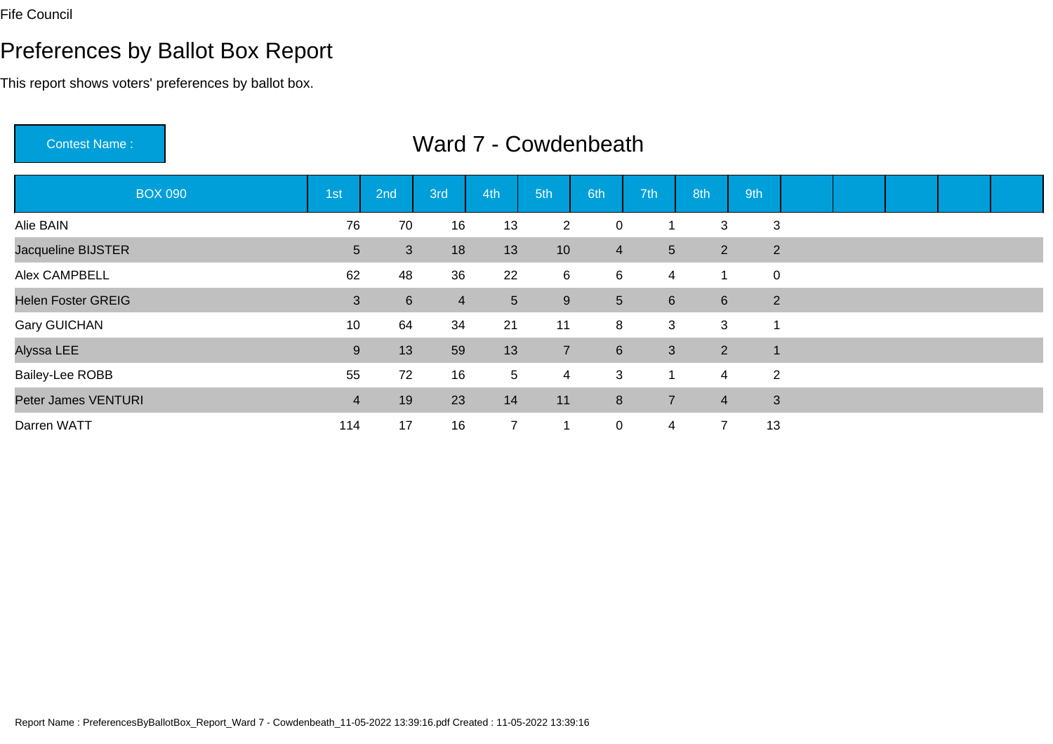Fife Council

# Preferences by Ballot Box Report

This report shows voters' preferences by ballot box.

Contest Name : **Ward 7 - Cowdenbeath**

| BOX 090 | 1st | 2nd | 3rd | 4th | 5th | 6th | 7th | 8th | 9th | | | | | |
|---|---|---|---|---|---|---|---|---|---|---|---|---|---|---|
| Alie BAIN | 76 | 70 | 16 | 13 | 2 | 0 | 1 | 3 | 3 | | | | | |
| Jacqueline BIJSTER | 5 | 3 | 18 | 13 | 10 | 4 | 5 | 2 | 2 | | | | | |
| Alex CAMPBELL | 62 | 48 | 36 | 22 | 6 | 6 | 4 | 1 | 0 | | | | | |
| Helen Foster GREIG | 3 | 6 | 4 | 5 | 9 | 5 | 6 | 6 | 2 | | | | | |
| Gary GUICHAN | 10 | 64 | 34 | 21 | 11 | 8 | 3 | 3 | 1 | | | | | |
| Alyssa LEE | 9 | 13 | 59 | 13 | 7 | 6 | 3 | 2 | 1 | | | | | |
| Bailey-Lee ROBB | 55 | 72 | 16 | 5 | 4 | 3 | 1 | 4 | 2 | | | | | |
| Peter James VENTURI | 4 | 19 | 23 | 14 | 11 | 8 | 7 | 4 | 3 | | | | | |
| Darren WATT | 114 | 17 | 16 | 7 | 1 | 0 | 4 | 7 | 13 | | | | | |

Report Name : PreferencesByBallotBox_Report_Ward 7 - Cowdenbeath_11-05-2022 13:39:16.pdf Created : 11-05-2022 13:39:16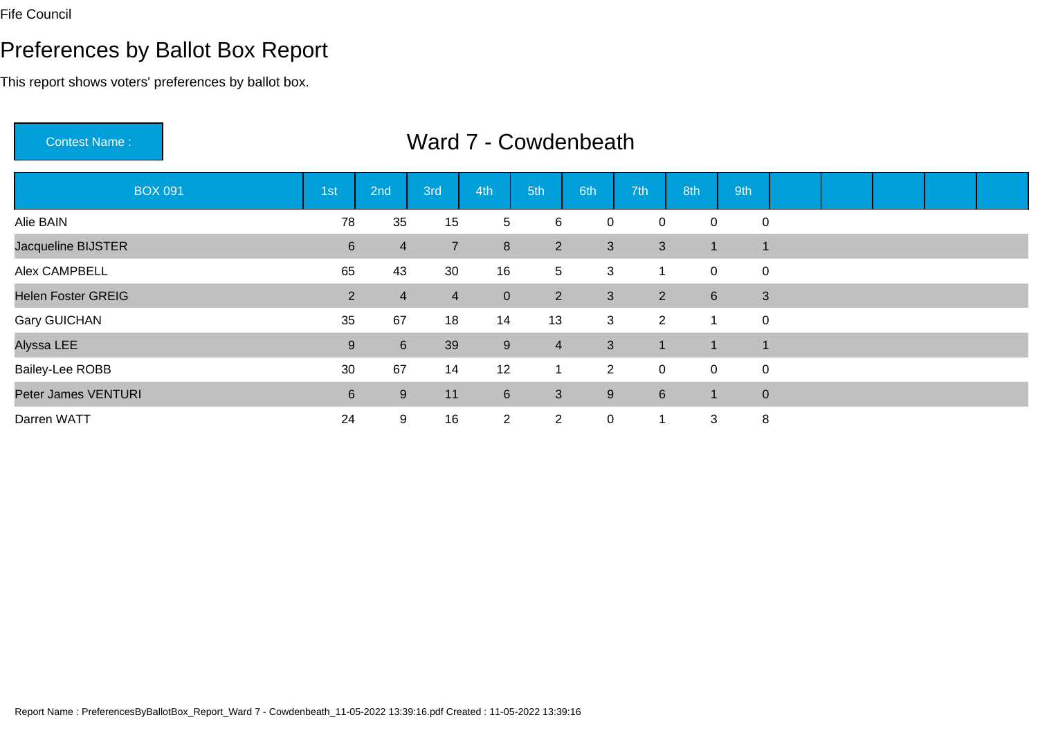Fife Council

# Preferences by Ballot Box Report

This report shows voters' preferences by ballot box.

Contest Name : **Ward 7 - Cowdenbeath**

| BOX 091 | 1st | 2nd | 3rd | 4th | 5th | 6th | 7th | 8th | 9th |
|---|---|---|---|---|---|---|---|---|---|
| Alie BAIN | 78 | 35 | 15 | 5 | 6 | 0 | 0 | 0 | 0 |
| Jacqueline BIJSTER | 6 | 4 | 7 | 8 | 2 | 3 | 3 | 1 | 1 |
| Alex CAMPBELL | 65 | 43 | 30 | 16 | 5 | 3 | 1 | 0 | 0 |
| Helen Foster GREIG | 2 | 4 | 4 | 0 | 2 | 3 | 2 | 6 | 3 |
| Gary GUICHAN | 35 | 67 | 18 | 14 | 13 | 3 | 2 | 1 | 0 |
| Alyssa LEE | 9 | 6 | 39 | 9 | 4 | 3 | 1 | 1 | 1 |
| Bailey-Lee ROBB | 30 | 67 | 14 | 12 | 1 | 2 | 0 | 0 | 0 |
| Peter James VENTURI | 6 | 9 | 11 | 6 | 3 | 9 | 6 | 1 | 0 |
| Darren WATT | 24 | 9 | 16 | 2 | 2 | 0 | 1 | 3 | 8 |

Report Name : PreferencesByBallotBox_Report_Ward 7 - Cowdenbeath_11-05-2022 13:39:16.pdf Created : 11-05-2022 13:39:16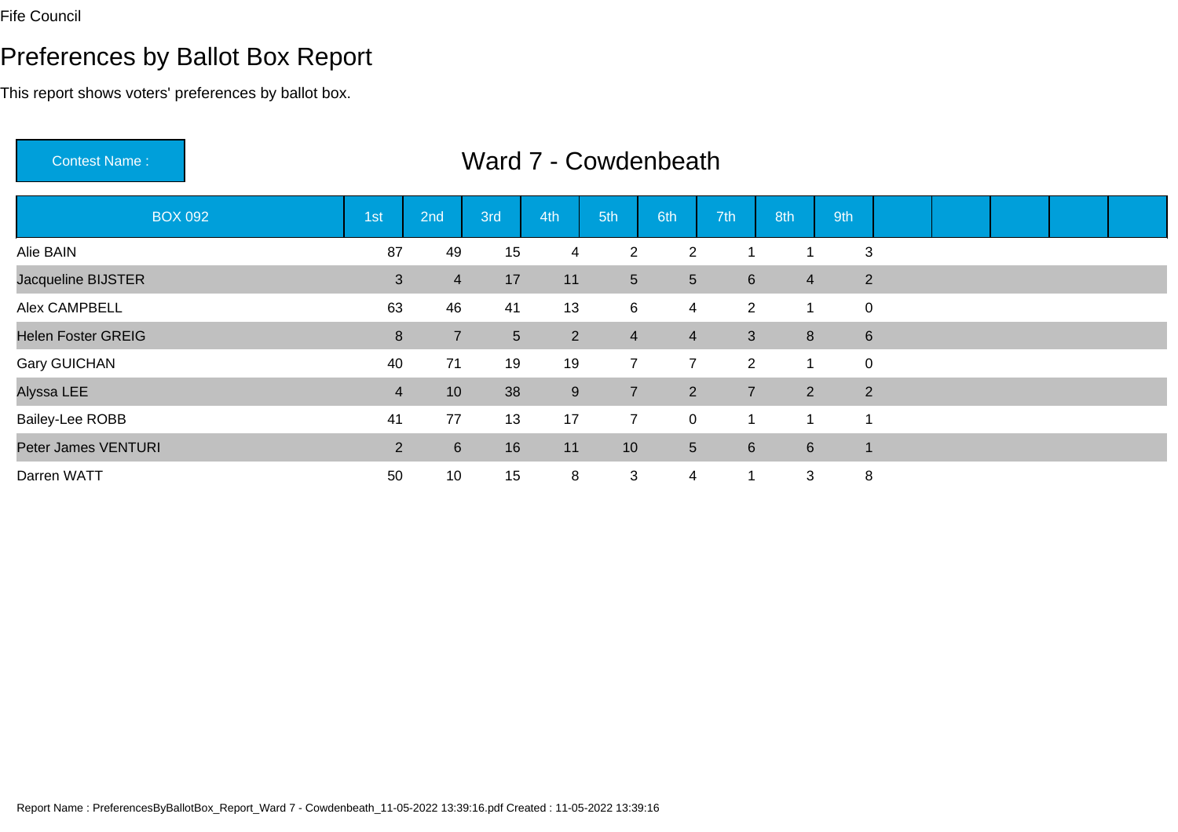Fife Council

# Preferences by Ballot Box Report

This report shows voters' preferences by ballot box.

| Contest Name : | Ward 7 - Cowdenbeath |
|---|---|

| BOX 092 | 1st | 2nd | 3rd | 4th | 5th | 6th | 7th | 8th | 9th | | | | | |
|---|---|---|---|---|---|---|---|---|---|---|---|---|---|---|
| Alie BAIN | 87 | 49 | 15 | 4 | 2 | 2 | 1 | 1 | 3 | | | | | |
| Jacqueline BIJSTER | 3 | 4 | 17 | 11 | 5 | 5 | 6 | 4 | 2 | | | | | |
| Alex CAMPBELL | 63 | 46 | 41 | 13 | 6 | 4 | 2 | 1 | 0 | | | | | |
| Helen Foster GREIG | 8 | 7 | 5 | 2 | 4 | 4 | 3 | 8 | 6 | | | | | |
| Gary GUICHAN | 40 | 71 | 19 | 19 | 7 | 7 | 2 | 1 | 0 | | | | | |
| Alyssa LEE | 4 | 10 | 38 | 9 | 7 | 2 | 7 | 2 | 2 | | | | | |
| Bailey-Lee ROBB | 41 | 77 | 13 | 17 | 7 | 0 | 1 | 1 | 1 | | | | | |
| Peter James VENTURI | 2 | 6 | 16 | 11 | 10 | 5 | 6 | 6 | 1 | | | | | |
| Darren WATT | 50 | 10 | 15 | 8 | 3 | 4 | 1 | 3 | 8 | | | | | |

Report Name : PreferencesByBallotBox_Report_Ward 7 - Cowdenbeath_11-05-2022 13:39:16.pdf Created : 11-05-2022 13:39:16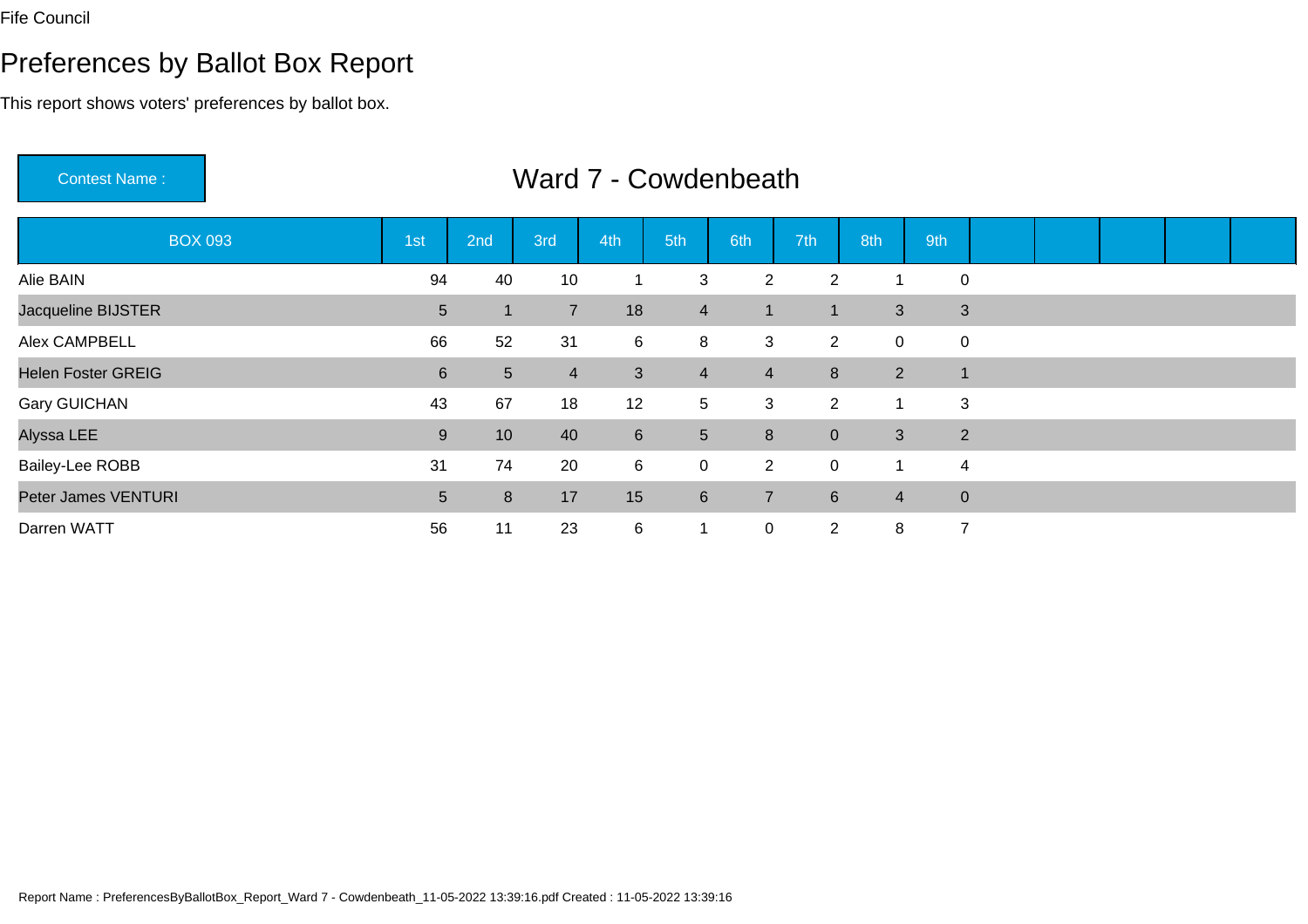Fife Council

# Preferences by Ballot Box Report

This report shows voters' preferences by ballot box.

**Contest Name :** Ward 7 - Cowdenbeath

| BOX 093 | 1st | 2nd | 3rd | 4th | 5th | 6th | 7th | 8th | 9th | | | | | |
|---|---|---|---|---|---|---|---|---|---|---|---|---|---|---|
| Alie BAIN | 94 | 40 | 10 | 1 | 3 | 2 | 2 | 1 | 0 | | | | | |
| Jacqueline BIJSTER | 5 | 1 | 7 | 18 | 4 | 1 | 1 | 3 | 3 | | | | | |
| Alex CAMPBELL | 66 | 52 | 31 | 6 | 8 | 3 | 2 | 0 | 0 | | | | | |
| Helen Foster GREIG | 6 | 5 | 4 | 3 | 4 | 4 | 8 | 2 | 1 | | | | | |
| Gary GUICHAN | 43 | 67 | 18 | 12 | 5 | 3 | 2 | 1 | 3 | | | | | |
| Alyssa LEE | 9 | 10 | 40 | 6 | 5 | 8 | 0 | 3 | 2 | | | | | |
| Bailey-Lee ROBB | 31 | 74 | 20 | 6 | 0 | 2 | 0 | 1 | 4 | | | | | |
| Peter James VENTURI | 5 | 8 | 17 | 15 | 6 | 7 | 6 | 4 | 0 | | | | | |
| Darren WATT | 56 | 11 | 23 | 6 | 1 | 0 | 2 | 8 | 7 | | | | | |

Report Name : PreferencesByBallotBox_Report_Ward 7 - Cowdenbeath_11-05-2022 13:39:16.pdf Created : 11-05-2022 13:39:16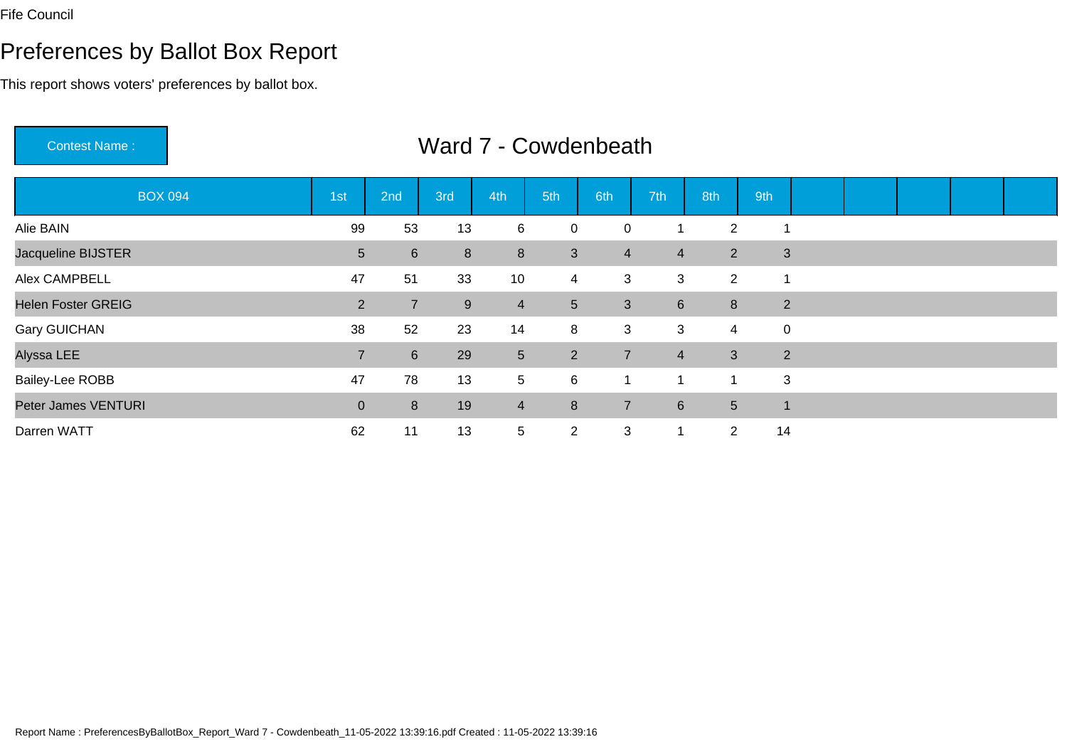Fife Council

# Preferences by Ballot Box Report

This report shows voters' preferences by ballot box.

Contest Name : **Ward 7 - Cowdenbeath**

| BOX 094 | 1st | 2nd | 3rd | 4th | 5th | 6th | 7th | 8th | 9th | | | | | |
|---|---|---|---|---|---|---|---|---|---|---|---|---|---|---|
| Alie BAIN | 99 | 53 | 13 | 6 | 0 | 0 | 1 | 2 | 1 | | | | | |
| Jacqueline BIJSTER | 5 | 6 | 8 | 8 | 3 | 4 | 4 | 2 | 3 | | | | | |
| Alex CAMPBELL | 47 | 51 | 33 | 10 | 4 | 3 | 3 | 2 | 1 | | | | | |
| Helen Foster GREIG | 2 | 7 | 9 | 4 | 5 | 3 | 6 | 8 | 2 | | | | | |
| Gary GUICHAN | 38 | 52 | 23 | 14 | 8 | 3 | 3 | 4 | 0 | | | | | |
| Alyssa LEE | 7 | 6 | 29 | 5 | 2 | 7 | 4 | 3 | 2 | | | | | |
| Bailey-Lee ROBB | 47 | 78 | 13 | 5 | 6 | 1 | 1 | 1 | 3 | | | | | |
| Peter James VENTURI | 0 | 8 | 19 | 4 | 8 | 7 | 6 | 5 | 1 | | | | | |
| Darren WATT | 62 | 11 | 13 | 5 | 2 | 3 | 1 | 2 | 14 | | | | | |

Report Name : PreferencesByBallotBox_Report_Ward 7 - Cowdenbeath_11-05-2022 13:39:16.pdf Created : 11-05-2022 13:39:16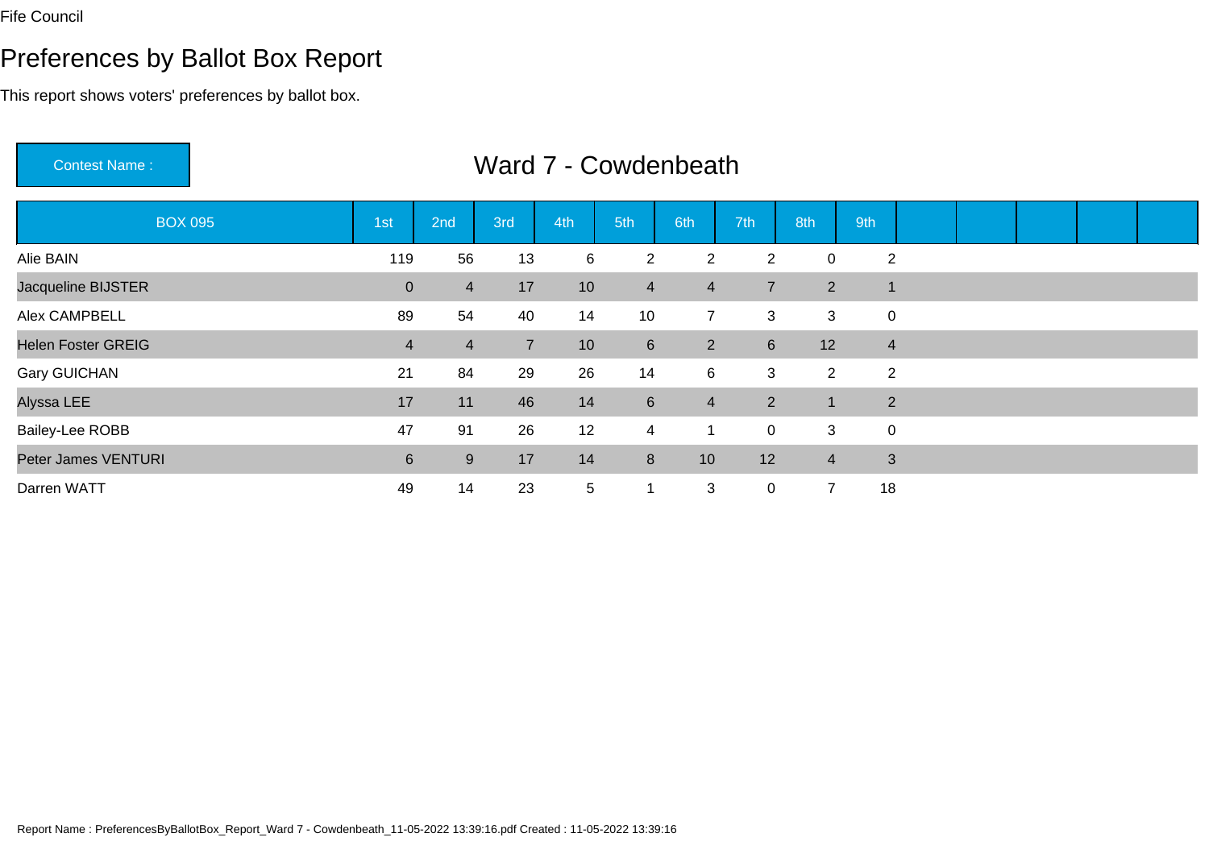Fife Council

# Preferences by Ballot Box Report

This report shows voters' preferences by ballot box.

Contest Name : **Ward 7 - Cowdenbeath**

| BOX 095 | 1st | 2nd | 3rd | 4th | 5th | 6th | 7th | 8th | 9th | | | | | |
|---|---|---|---|---|---|---|---|---|---|---|---|---|---|---|
| Alie BAIN | 119 | 56 | 13 | 6 | 2 | 2 | 2 | 0 | 2 | | | | | |
| Jacqueline BIJSTER | 0 | 4 | 17 | 10 | 4 | 4 | 7 | 2 | 1 | | | | | |
| Alex CAMPBELL | 89 | 54 | 40 | 14 | 10 | 7 | 3 | 3 | 0 | | | | | |
| Helen Foster GREIG | 4 | 4 | 7 | 10 | 6 | 2 | 6 | 12 | 4 | | | | | |
| Gary GUICHAN | 21 | 84 | 29 | 26 | 14 | 6 | 3 | 2 | 2 | | | | | |
| Alyssa LEE | 17 | 11 | 46 | 14 | 6 | 4 | 2 | 1 | 2 | | | | | |
| Bailey-Lee ROBB | 47 | 91 | 26 | 12 | 4 | 1 | 0 | 3 | 0 | | | | | |
| Peter James VENTURI | 6 | 9 | 17 | 14 | 8 | 10 | 12 | 4 | 3 | | | | | |
| Darren WATT | 49 | 14 | 23 | 5 | 1 | 3 | 0 | 7 | 18 | | | | | |

Report Name : PreferencesByBallotBox_Report_Ward 7 - Cowdenbeath_11-05-2022 13:39:16.pdf Created : 11-05-2022 13:39:16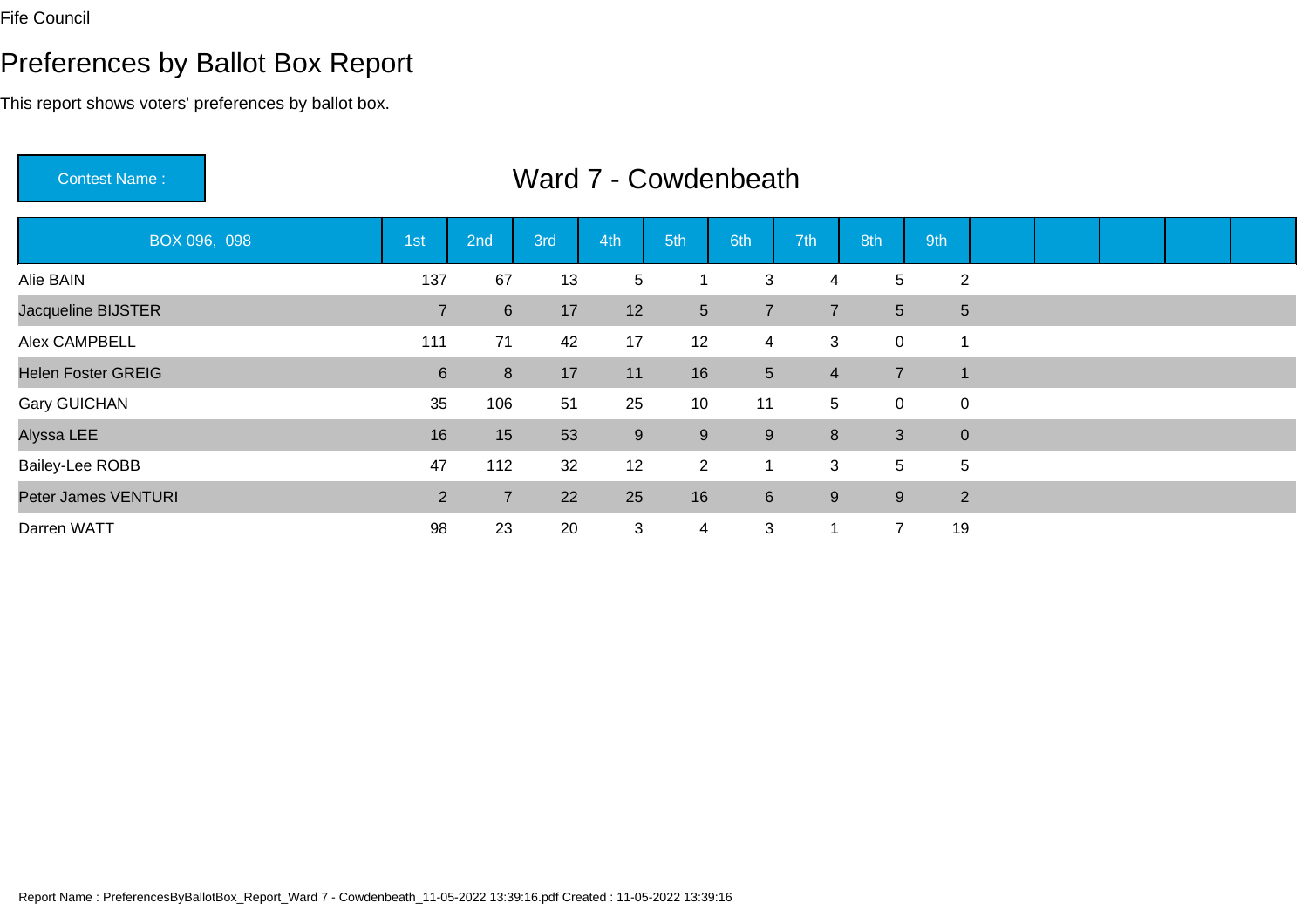Fife Council

# Preferences by Ballot Box Report

This report shows voters' preferences by ballot box.

Contest Name : **Ward 7 - Cowdenbeath**

| BOX 096, 098 | 1st | 2nd | 3rd | 4th | 5th | 6th | 7th | 8th | 9th | | | | | |
|---|---|---|---|---|---|---|---|---|---|---|---|---|---|---|
| Alie BAIN | 137 | 67 | 13 | 5 | 1 | 3 | 4 | 5 | 2 | | | | | |
| Jacqueline BIJSTER | 7 | 6 | 17 | 12 | 5 | 7 | 7 | 5 | 5 | | | | | |
| Alex CAMPBELL | 111 | 71 | 42 | 17 | 12 | 4 | 3 | 0 | 1 | | | | | |
| Helen Foster GREIG | 6 | 8 | 17 | 11 | 16 | 5 | 4 | 7 | 1 | | | | | |
| Gary GUICHAN | 35 | 106 | 51 | 25 | 10 | 11 | 5 | 0 | 0 | | | | | |
| Alyssa LEE | 16 | 15 | 53 | 9 | 9 | 9 | 8 | 3 | 0 | | | | | |
| Bailey-Lee ROBB | 47 | 112 | 32 | 12 | 2 | 1 | 3 | 5 | 5 | | | | | |
| Peter James VENTURI | 2 | 7 | 22 | 25 | 16 | 6 | 9 | 9 | 2 | | | | | |
| Darren WATT | 98 | 23 | 20 | 3 | 4 | 3 | 1 | 7 | 19 | | | | | |

Report Name : PreferencesByBallotBox_Report_Ward 7 - Cowdenbeath_11-05-2022 13:39:16.pdf Created : 11-05-2022 13:39:16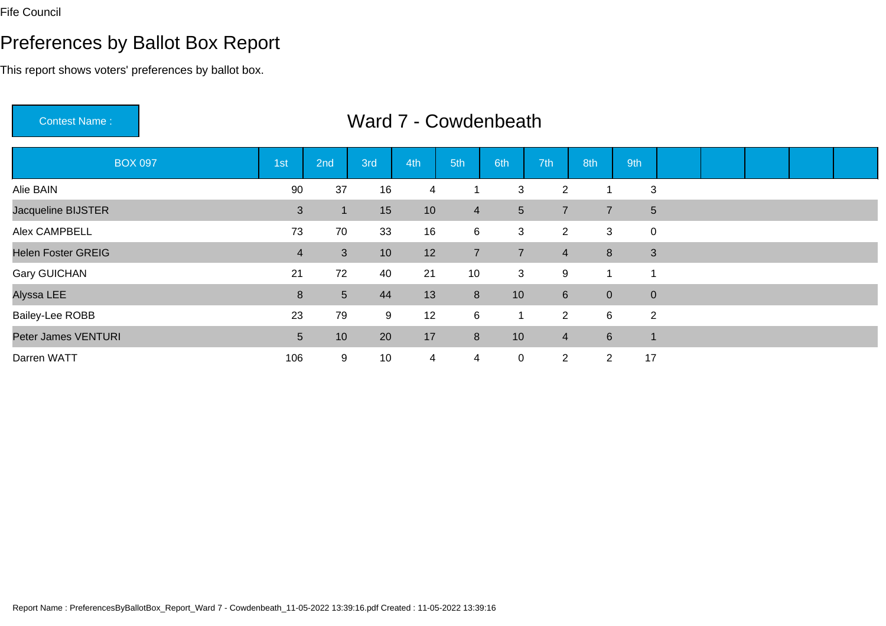Fife Council

# Preferences by Ballot Box Report

This report shows voters' preferences by ballot box.

**Contest Name :** Ward 7 - Cowdenbeath

| BOX 097 | 1st | 2nd | 3rd | 4th | 5th | 6th | 7th | 8th | 9th | | | | | |
|---|---|---|---|---|---|---|---|---|---|---|---|---|---|---|
| Alie BAIN | 90 | 37 | 16 | 4 | 1 | 3 | 2 | 1 | 3 | | | | | |
| Jacqueline BIJSTER | 3 | 1 | 15 | 10 | 4 | 5 | 7 | 7 | 5 | | | | | |
| Alex CAMPBELL | 73 | 70 | 33 | 16 | 6 | 3 | 2 | 3 | 0 | | | | | |
| Helen Foster GREIG | 4 | 3 | 10 | 12 | 7 | 7 | 4 | 8 | 3 | | | | | |
| Gary GUICHAN | 21 | 72 | 40 | 21 | 10 | 3 | 9 | 1 | 1 | | | | | |
| Alyssa LEE | 8 | 5 | 44 | 13 | 8 | 10 | 6 | 0 | 0 | | | | | |
| Bailey-Lee ROBB | 23 | 79 | 9 | 12 | 6 | 1 | 2 | 6 | 2 | | | | | |
| Peter James VENTURI | 5 | 10 | 20 | 17 | 8 | 10 | 4 | 6 | 1 | | | | | |
| Darren WATT | 106 | 9 | 10 | 4 | 4 | 0 | 2 | 2 | 17 | | | | | |

Report Name : PreferencesByBallotBox_Report_Ward 7 - Cowdenbeath_11-05-2022 13:39:16.pdf Created : 11-05-2022 13:39:16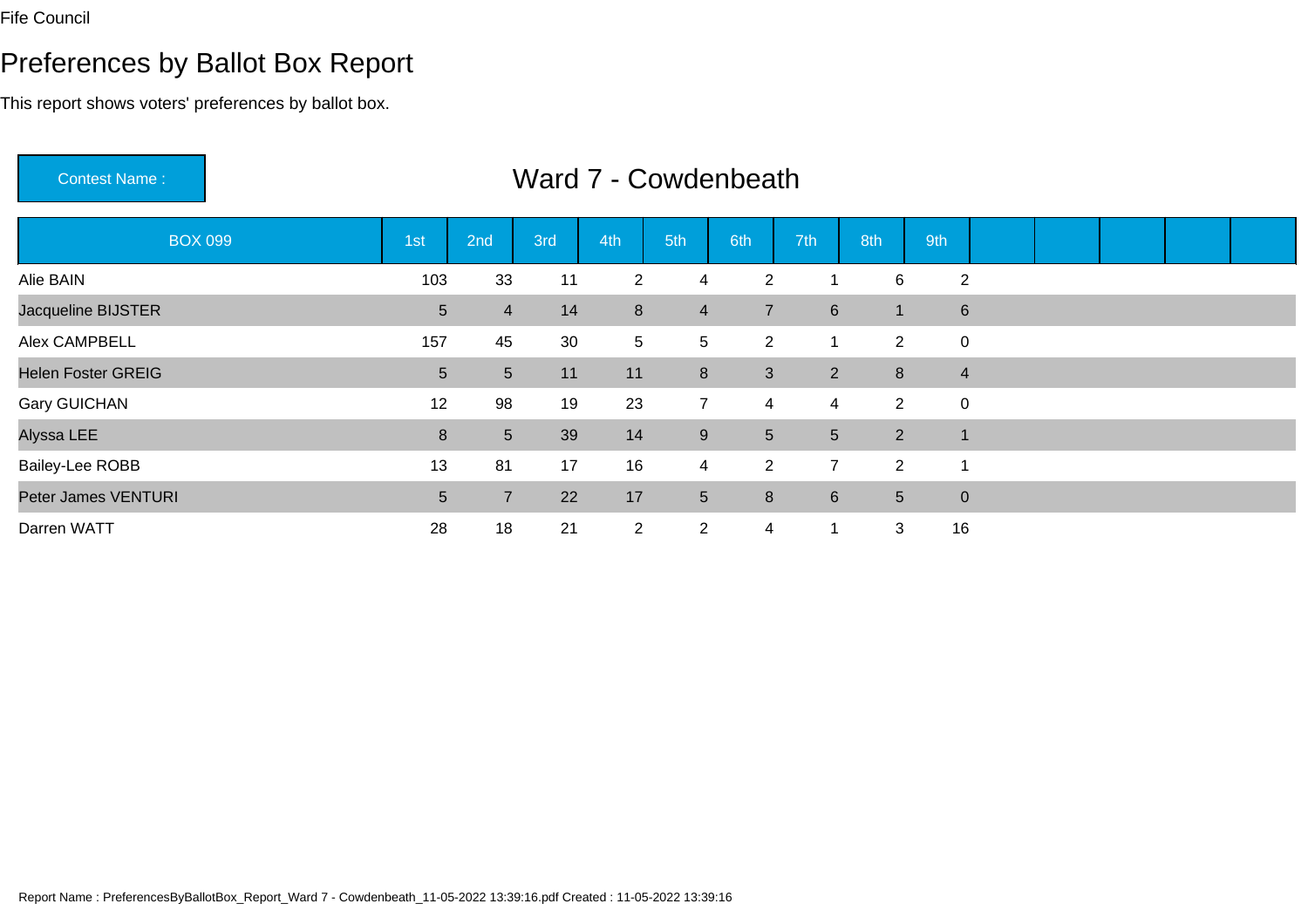Fife Council

# Preferences by Ballot Box Report

This report shows voters' preferences by ballot box.

**Contest Name :** Ward 7 - Cowdenbeath

| BOX 099 | 1st | 2nd | 3rd | 4th | 5th | 6th | 7th | 8th | 9th | | | | | |
|---|---|---|---|---|---|---|---|---|---|---|---|---|---|---|
| Alie BAIN | 103 | 33 | 11 | 2 | 4 | 2 | 1 | 6 | 2 | | | | | |
| Jacqueline BIJSTER | 5 | 4 | 14 | 8 | 4 | 7 | 6 | 1 | 6 | | | | | |
| Alex CAMPBELL | 157 | 45 | 30 | 5 | 5 | 2 | 1 | 2 | 0 | | | | | |
| Helen Foster GREIG | 5 | 5 | 11 | 11 | 8 | 3 | 2 | 8 | 4 | | | | | |
| Gary GUICHAN | 12 | 98 | 19 | 23 | 7 | 4 | 4 | 2 | 0 | | | | | |
| Alyssa LEE | 8 | 5 | 39 | 14 | 9 | 5 | 5 | 2 | 1 | | | | | |
| Bailey-Lee ROBB | 13 | 81 | 17 | 16 | 4 | 2 | 7 | 2 | 1 | | | | | |
| Peter James VENTURI | 5 | 7 | 22 | 17 | 5 | 8 | 6 | 5 | 0 | | | | | |
| Darren WATT | 28 | 18 | 21 | 2 | 2 | 4 | 1 | 3 | 16 | | | | | |

Report Name : PreferencesByBallotBox_Report_Ward 7 - Cowdenbeath_11-05-2022 13:39:16.pdf Created : 11-05-2022 13:39:16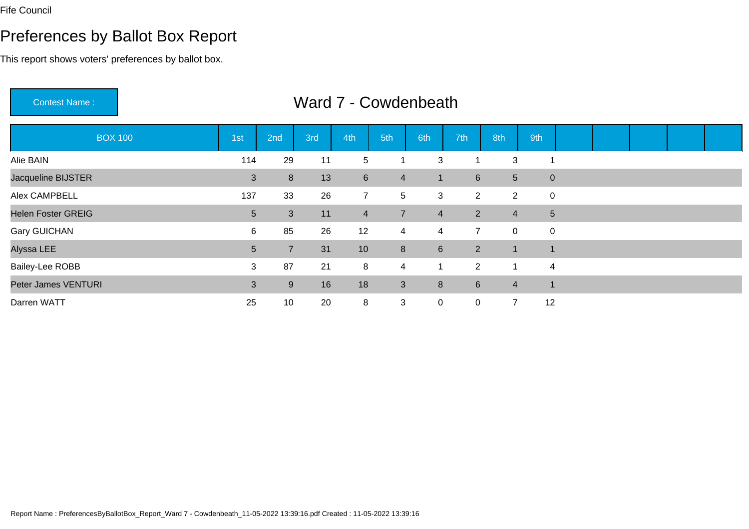Fife Council

# Preferences by Ballot Box Report

This report shows voters' preferences by ballot box.

**Contest Name :** Ward 7 - Cowdenbeath

| BOX 100 | 1st | 2nd | 3rd | 4th | 5th | 6th | 7th | 8th | 9th | | | | | |
|---|---|---|---|---|---|---|---|---|---|---|---|---|---|---|
| Alie BAIN | 114 | 29 | 11 | 5 | 1 | 3 | 1 | 3 | 1 | | | | | |
| Jacqueline BIJSTER | 3 | 8 | 13 | 6 | 4 | 1 | 6 | 5 | 0 | | | | | |
| Alex CAMPBELL | 137 | 33 | 26 | 7 | 5 | 3 | 2 | 2 | 0 | | | | | |
| Helen Foster GREIG | 5 | 3 | 11 | 4 | 7 | 4 | 2 | 4 | 5 | | | | | |
| Gary GUICHAN | 6 | 85 | 26 | 12 | 4 | 4 | 7 | 0 | 0 | | | | | |
| Alyssa LEE | 5 | 7 | 31 | 10 | 8 | 6 | 2 | 1 | 1 | | | | | |
| Bailey-Lee ROBB | 3 | 87 | 21 | 8 | 4 | 1 | 2 | 1 | 4 | | | | | |
| Peter James VENTURI | 3 | 9 | 16 | 18 | 3 | 8 | 6 | 4 | 1 | | | | | |
| Darren WATT | 25 | 10 | 20 | 8 | 3 | 0 | 0 | 7 | 12 | | | | | |

Report Name : PreferencesByBallotBox_Report_Ward 7 - Cowdenbeath_11-05-2022 13:39:16.pdf Created : 11-05-2022 13:39:16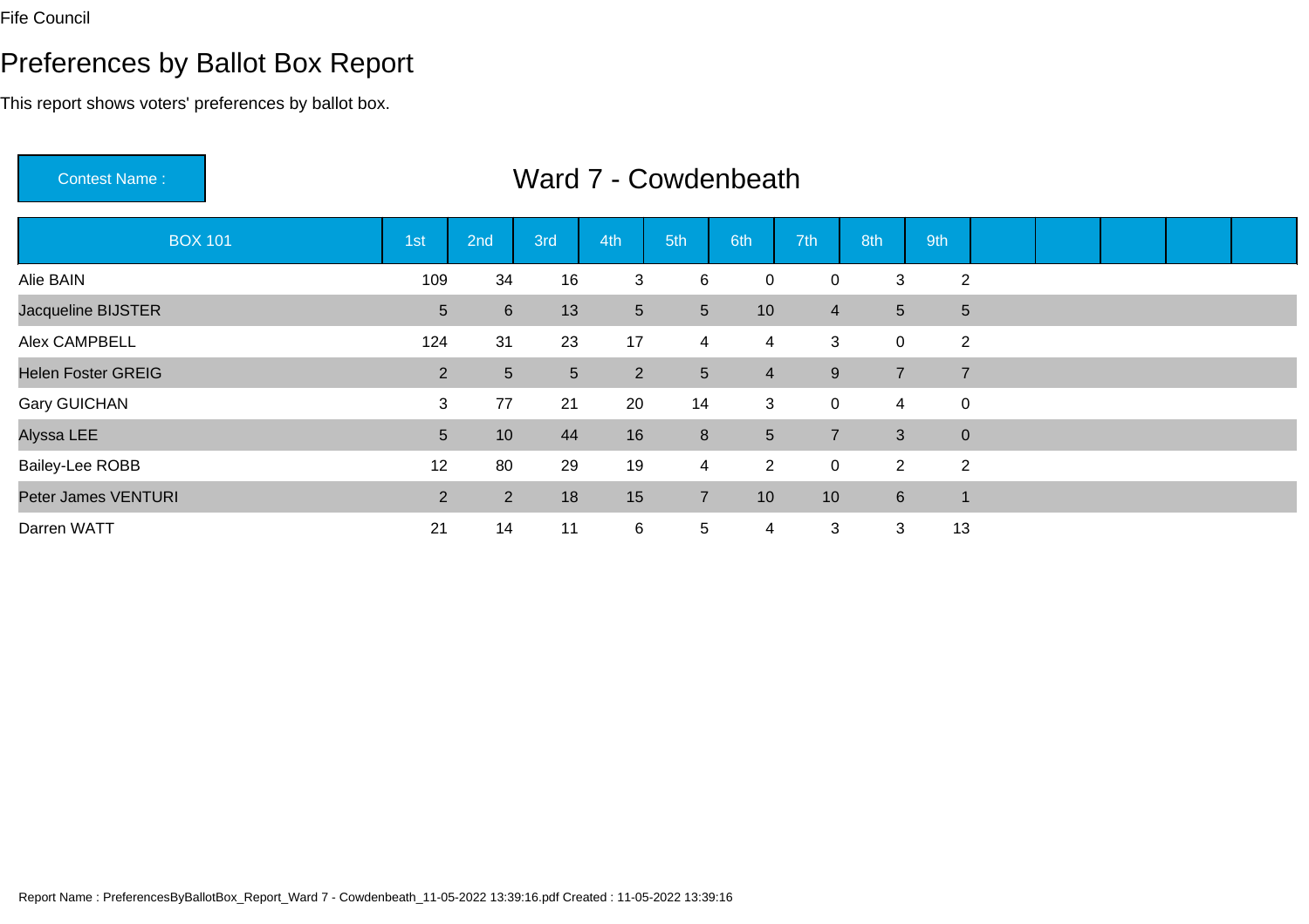Fife Council

# Preferences by Ballot Box Report

This report shows voters' preferences by ballot box.

**Contest Name :** Ward 7 - Cowdenbeath

| BOX 101 | 1st | 2nd | 3rd | 4th | 5th | 6th | 7th | 8th | 9th | | | | | |
|---|---|---|---|---|---|---|---|---|---|---|---|---|---|---|
| Alie BAIN | 109 | 34 | 16 | 3 | 6 | 0 | 0 | 3 | 2 | | | | | |
| Jacqueline BIJSTER | 5 | 6 | 13 | 5 | 5 | 10 | 4 | 5 | 5 | | | | | |
| Alex CAMPBELL | 124 | 31 | 23 | 17 | 4 | 4 | 3 | 0 | 2 | | | | | |
| Helen Foster GREIG | 2 | 5 | 5 | 2 | 5 | 4 | 9 | 7 | 7 | | | | | |
| Gary GUICHAN | 3 | 77 | 21 | 20 | 14 | 3 | 0 | 4 | 0 | | | | | |
| Alyssa LEE | 5 | 10 | 44 | 16 | 8 | 5 | 7 | 3 | 0 | | | | | |
| Bailey-Lee ROBB | 12 | 80 | 29 | 19 | 4 | 2 | 0 | 2 | 2 | | | | | |
| Peter James VENTURI | 2 | 2 | 18 | 15 | 7 | 10 | 10 | 6 | 1 | | | | | |
| Darren WATT | 21 | 14 | 11 | 6 | 5 | 4 | 3 | 3 | 13 | | | | | |

Report Name : PreferencesByBallotBox_Report_Ward 7 - Cowdenbeath_11-05-2022 13:39:16.pdf Created : 11-05-2022 13:39:16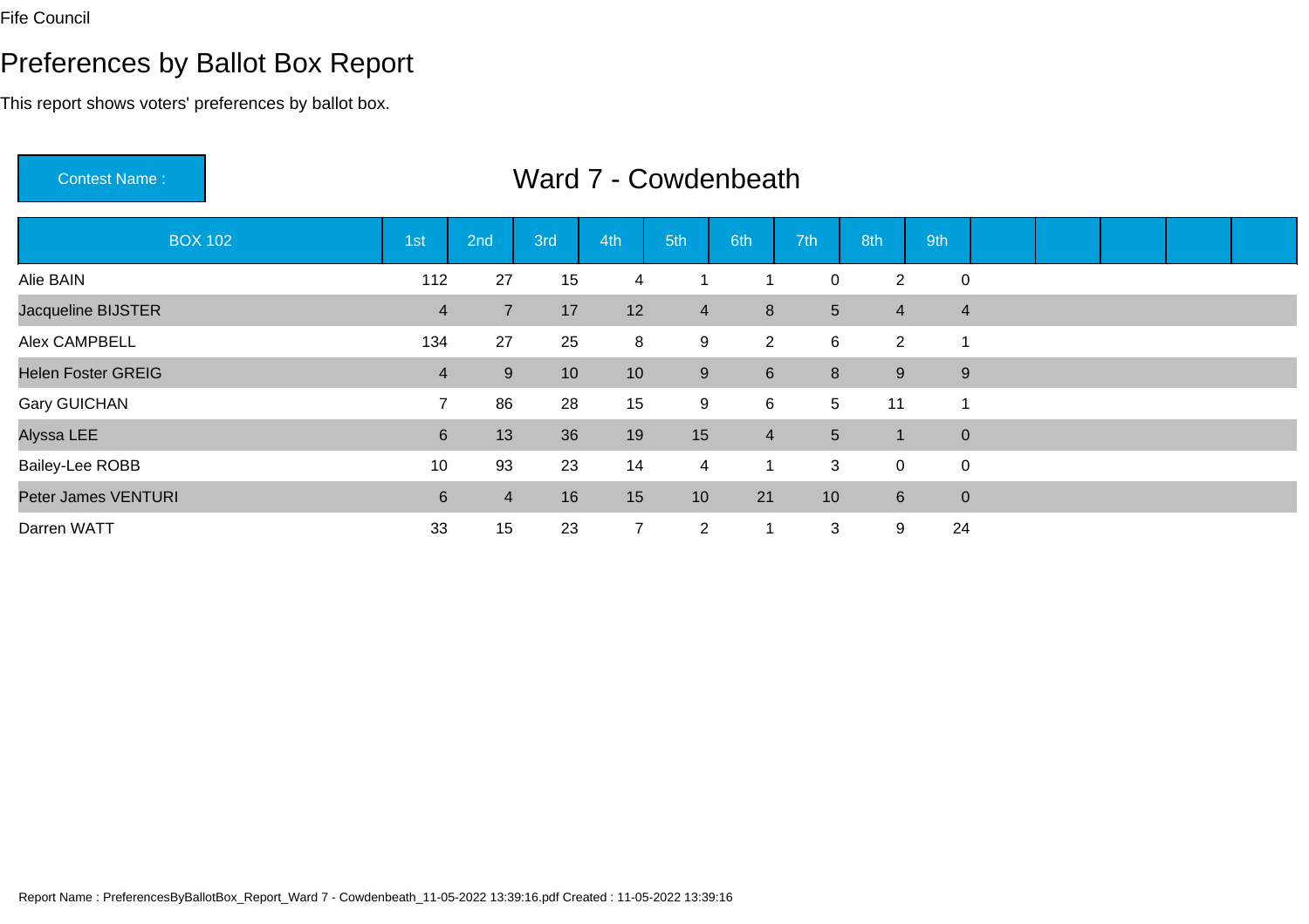Fife Council

# Preferences by Ballot Box Report

This report shows voters' preferences by ballot box.

Contest Name : **Ward 7 - Cowdenbeath**

| BOX 102 | 1st | 2nd | 3rd | 4th | 5th | 6th | 7th | 8th | 9th | | | | | |
|---|---|---|---|---|---|---|---|---|---|---|---|---|---|---|
| Alie BAIN | 112 | 27 | 15 | 4 | 1 | 1 | 0 | 2 | 0 | | | | | |
| Jacqueline BIJSTER | 4 | 7 | 17 | 12 | 4 | 8 | 5 | 4 | 4 | | | | | |
| Alex CAMPBELL | 134 | 27 | 25 | 8 | 9 | 2 | 6 | 2 | 1 | | | | | |
| Helen Foster GREIG | 4 | 9 | 10 | 10 | 9 | 6 | 8 | 9 | 9 | | | | | |
| Gary GUICHAN | 7 | 86 | 28 | 15 | 9 | 6 | 5 | 11 | 1 | | | | | |
| Alyssa LEE | 6 | 13 | 36 | 19 | 15 | 4 | 5 | 1 | 0 | | | | | |
| Bailey-Lee ROBB | 10 | 93 | 23 | 14 | 4 | 1 | 3 | 0 | 0 | | | | | |
| Peter James VENTURI | 6 | 4 | 16 | 15 | 10 | 21 | 10 | 6 | 0 | | | | | |
| Darren WATT | 33 | 15 | 23 | 7 | 2 | 1 | 3 | 9 | 24 | | | | | |

Report Name : PreferencesByBallotBox_Report_Ward 7 - Cowdenbeath_11-05-2022 13:39:16.pdf Created : 11-05-2022 13:39:16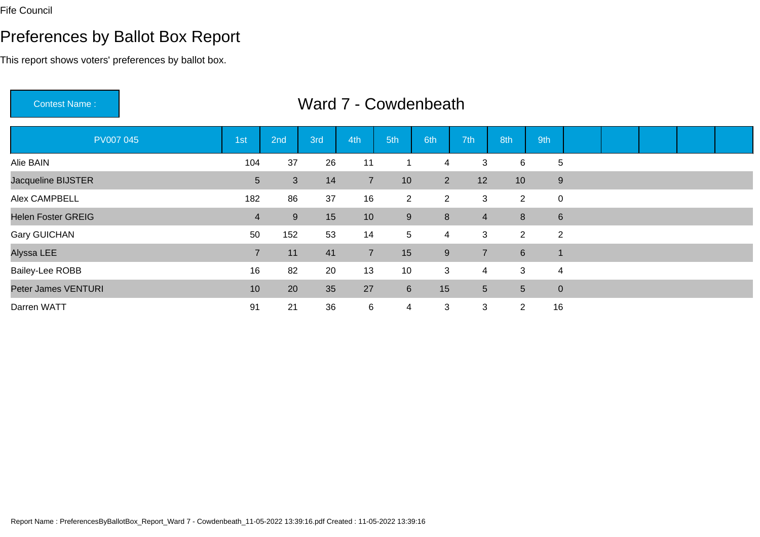Fife Council

# Preferences by Ballot Box Report

This report shows voters' preferences by ballot box.

Contest Name : **Ward 7 - Cowdenbeath**

| PV007 045 | 1st | 2nd | 3rd | 4th | 5th | 6th | 7th | 8th | 9th |
|---|---|---|---|---|---|---|---|---|---|
| Alie BAIN | 104 | 37 | 26 | 11 | 1 | 4 | 3 | 6 | 5 |
| Jacqueline BIJSTER | 5 | 3 | 14 | 7 | 10 | 2 | 12 | 10 | 9 |
| Alex CAMPBELL | 182 | 86 | 37 | 16 | 2 | 2 | 3 | 2 | 0 |
| Helen Foster GREIG | 4 | 9 | 15 | 10 | 9 | 8 | 4 | 8 | 6 |
| Gary GUICHAN | 50 | 152 | 53 | 14 | 5 | 4 | 3 | 2 | 2 |
| Alyssa LEE | 7 | 11 | 41 | 7 | 15 | 9 | 7 | 6 | 1 |
| Bailey-Lee ROBB | 16 | 82 | 20 | 13 | 10 | 3 | 4 | 3 | 4 |
| Peter James VENTURI | 10 | 20 | 35 | 27 | 6 | 15 | 5 | 5 | 0 |
| Darren WATT | 91 | 21 | 36 | 6 | 4 | 3 | 3 | 2 | 16 |

Report Name : PreferencesByBallotBox_Report_Ward 7 - Cowdenbeath_11-05-2022 13:39:16.pdf Created : 11-05-2022 13:39:16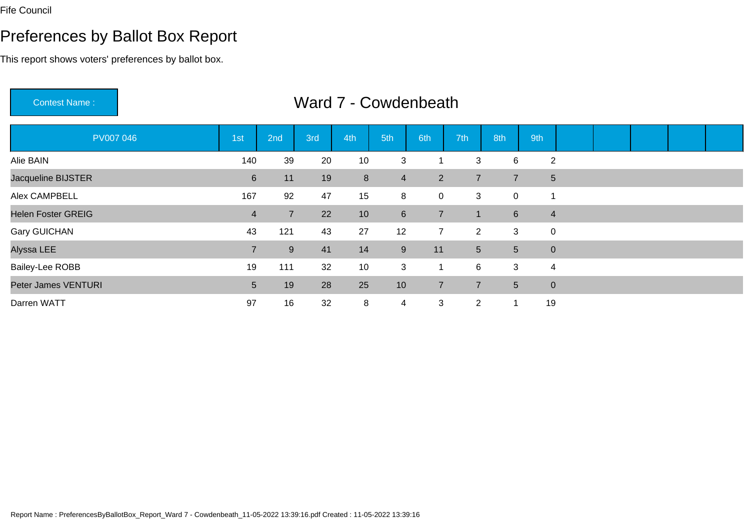Fife Council

# Preferences by Ballot Box Report

This report shows voters' preferences by ballot box.

**Contest Name :** Ward 7 - Cowdenbeath

| PV007 046 | 1st | 2nd | 3rd | 4th | 5th | 6th | 7th | 8th | 9th |
|---|---|---|---|---|---|---|---|---|---|
| Alie BAIN | 140 | 39 | 20 | 10 | 3 | 1 | 3 | 6 | 2 |
| Jacqueline BIJSTER | 6 | 11 | 19 | 8 | 4 | 2 | 7 | 7 | 5 |
| Alex CAMPBELL | 167 | 92 | 47 | 15 | 8 | 0 | 3 | 0 | 1 |
| Helen Foster GREIG | 4 | 7 | 22 | 10 | 6 | 7 | 1 | 6 | 4 |
| Gary GUICHAN | 43 | 121 | 43 | 27 | 12 | 7 | 2 | 3 | 0 |
| Alyssa LEE | 7 | 9 | 41 | 14 | 9 | 11 | 5 | 5 | 0 |
| Bailey-Lee ROBB | 19 | 111 | 32 | 10 | 3 | 1 | 6 | 3 | 4 |
| Peter James VENTURI | 5 | 19 | 28 | 25 | 10 | 7 | 7 | 5 | 0 |
| Darren WATT | 97 | 16 | 32 | 8 | 4 | 3 | 2 | 1 | 19 |

Report Name : PreferencesByBallotBox_Report_Ward 7 - Cowdenbeath_11-05-2022 13:39:16.pdf Created : 11-05-2022 13:39:16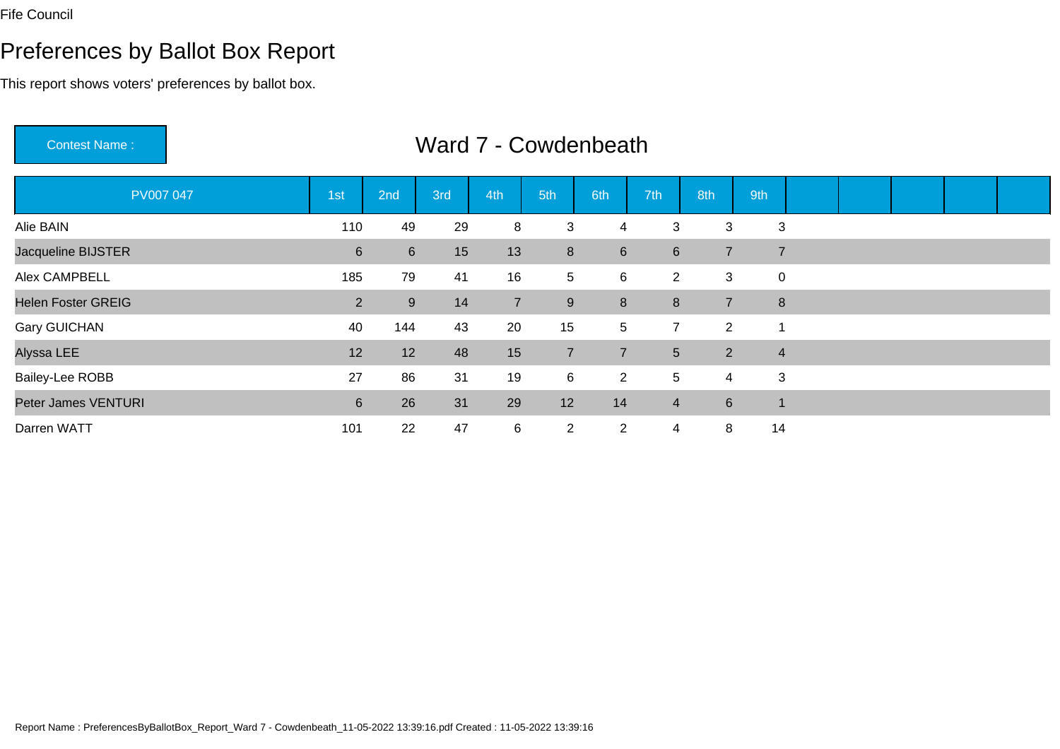Fife Council

# Preferences by Ballot Box Report

This report shows voters' preferences by ballot box.

**Contest Name :** Ward 7 - Cowdenbeath

| PV007 047 | 1st | 2nd | 3rd | 4th | 5th | 6th | 7th | 8th | 9th | | | | | |
|---|---|---|---|---|---|---|---|---|---|---|---|---|---|---|
| Alie BAIN | 110 | 49 | 29 | 8 | 3 | 4 | 3 | 3 | 3 | | | | | |
| Jacqueline BIJSTER | 6 | 6 | 15 | 13 | 8 | 6 | 6 | 7 | 7 | | | | | |
| Alex CAMPBELL | 185 | 79 | 41 | 16 | 5 | 6 | 2 | 3 | 0 | | | | | |
| Helen Foster GREIG | 2 | 9 | 14 | 7 | 9 | 8 | 8 | 7 | 8 | | | | | |
| Gary GUICHAN | 40 | 144 | 43 | 20 | 15 | 5 | 7 | 2 | 1 | | | | | |
| Alyssa LEE | 12 | 12 | 48 | 15 | 7 | 7 | 5 | 2 | 4 | | | | | |
| Bailey-Lee ROBB | 27 | 86 | 31 | 19 | 6 | 2 | 5 | 4 | 3 | | | | | |
| Peter James VENTURI | 6 | 26 | 31 | 29 | 12 | 14 | 4 | 6 | 1 | | | | | |
| Darren WATT | 101 | 22 | 47 | 6 | 2 | 2 | 4 | 8 | 14 | | | | | |

Report Name : PreferencesByBallotBox_Report_Ward 7 - Cowdenbeath_11-05-2022 13:39:16.pdf Created : 11-05-2022 13:39:16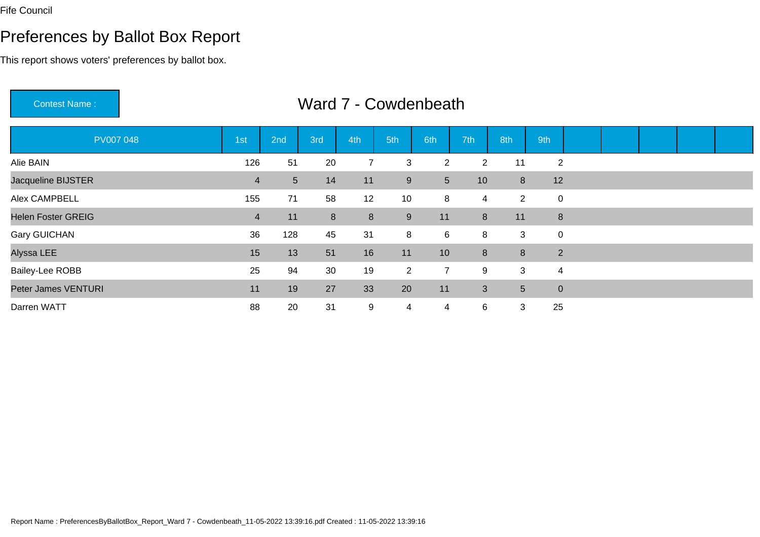Fife Council

# Preferences by Ballot Box Report

This report shows voters' preferences by ballot box.

**Contest Name :** Ward 7 - Cowdenbeath

| PV007 048 | 1st | 2nd | 3rd | 4th | 5th | 6th | 7th | 8th | 9th | | | | | |
|---|---|---|---|---|---|---|---|---|---|---|---|---|---|---|
| Alie BAIN | 126 | 51 | 20 | 7 | 3 | 2 | 2 | 11 | 2 | | | | | |
| Jacqueline BIJSTER | 4 | 5 | 14 | 11 | 9 | 5 | 10 | 8 | 12 | | | | | |
| Alex CAMPBELL | 155 | 71 | 58 | 12 | 10 | 8 | 4 | 2 | 0 | | | | | |
| Helen Foster GREIG | 4 | 11 | 8 | 8 | 9 | 11 | 8 | 11 | 8 | | | | | |
| Gary GUICHAN | 36 | 128 | 45 | 31 | 8 | 6 | 8 | 3 | 0 | | | | | |
| Alyssa LEE | 15 | 13 | 51 | 16 | 11 | 10 | 8 | 8 | 2 | | | | | |
| Bailey-Lee ROBB | 25 | 94 | 30 | 19 | 2 | 7 | 9 | 3 | 4 | | | | | |
| Peter James VENTURI | 11 | 19 | 27 | 33 | 20 | 11 | 3 | 5 | 0 | | | | | |
| Darren WATT | 88 | 20 | 31 | 9 | 4 | 4 | 6 | 3 | 25 | | | | | |

Report Name : PreferencesByBallotBox_Report_Ward 7 - Cowdenbeath_11-05-2022 13:39:16.pdf Created : 11-05-2022 13:39:16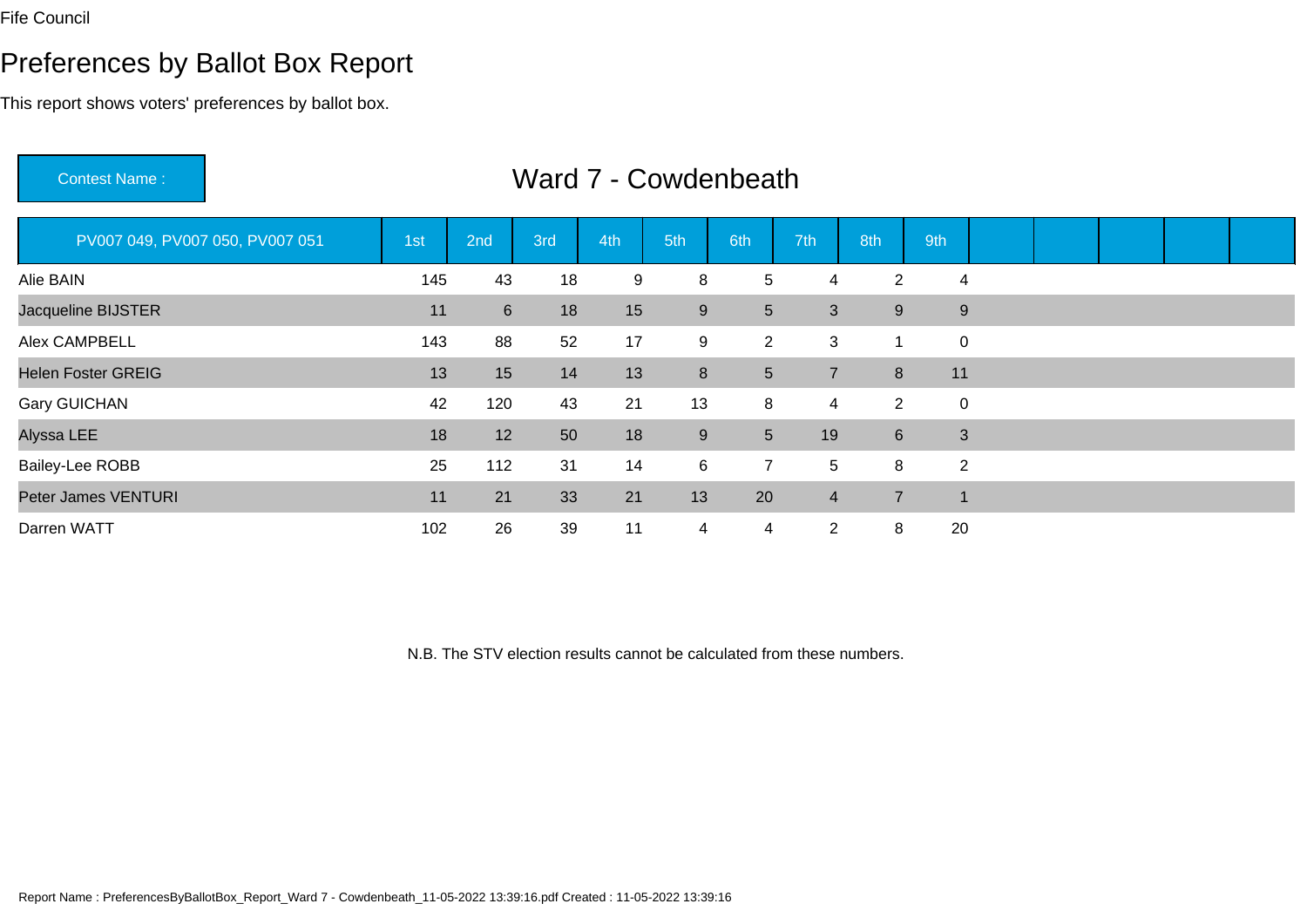Fife Council

# Preferences by Ballot Box Report

This report shows voters' preferences by ballot box.

Contest Name : Ward 7 - Cowdenbeath

| PV007 049, PV007 050, PV007 051 | 1st | 2nd | 3rd | 4th | 5th | 6th | 7th | 8th | 9th | | | | | |
|---|---|---|---|---|---|---|---|---|---|---|---|---|---|---|
| Alie BAIN | 145 | 43 | 18 | 9 | 8 | 5 | 4 | 2 | 4 | | | | | |
| Jacqueline BIJSTER | 11 | 6 | 18 | 15 | 9 | 5 | 3 | 9 | 9 | | | | | |
| Alex CAMPBELL | 143 | 88 | 52 | 17 | 9 | 2 | 3 | 1 | 0 | | | | | |
| Helen Foster GREIG | 13 | 15 | 14 | 13 | 8 | 5 | 7 | 8 | 11 | | | | | |
| Gary GUICHAN | 42 | 120 | 43 | 21 | 13 | 8 | 4 | 2 | 0 | | | | | |
| Alyssa LEE | 18 | 12 | 50 | 18 | 9 | 5 | 19 | 6 | 3 | | | | | |
| Bailey-Lee ROBB | 25 | 112 | 31 | 14 | 6 | 7 | 5 | 8 | 2 | | | | | |
| Peter James VENTURI | 11 | 21 | 33 | 21 | 13 | 20 | 4 | 7 | 1 | | | | | |
| Darren WATT | 102 | 26 | 39 | 11 | 4 | 4 | 2 | 8 | 20 | | | | | |

N.B. The STV election results cannot be calculated from these numbers.

Report Name : PreferencesByBallotBox_Report_Ward 7 - Cowdenbeath_11-05-2022 13:39:16.pdf Created : 11-05-2022 13:39:16